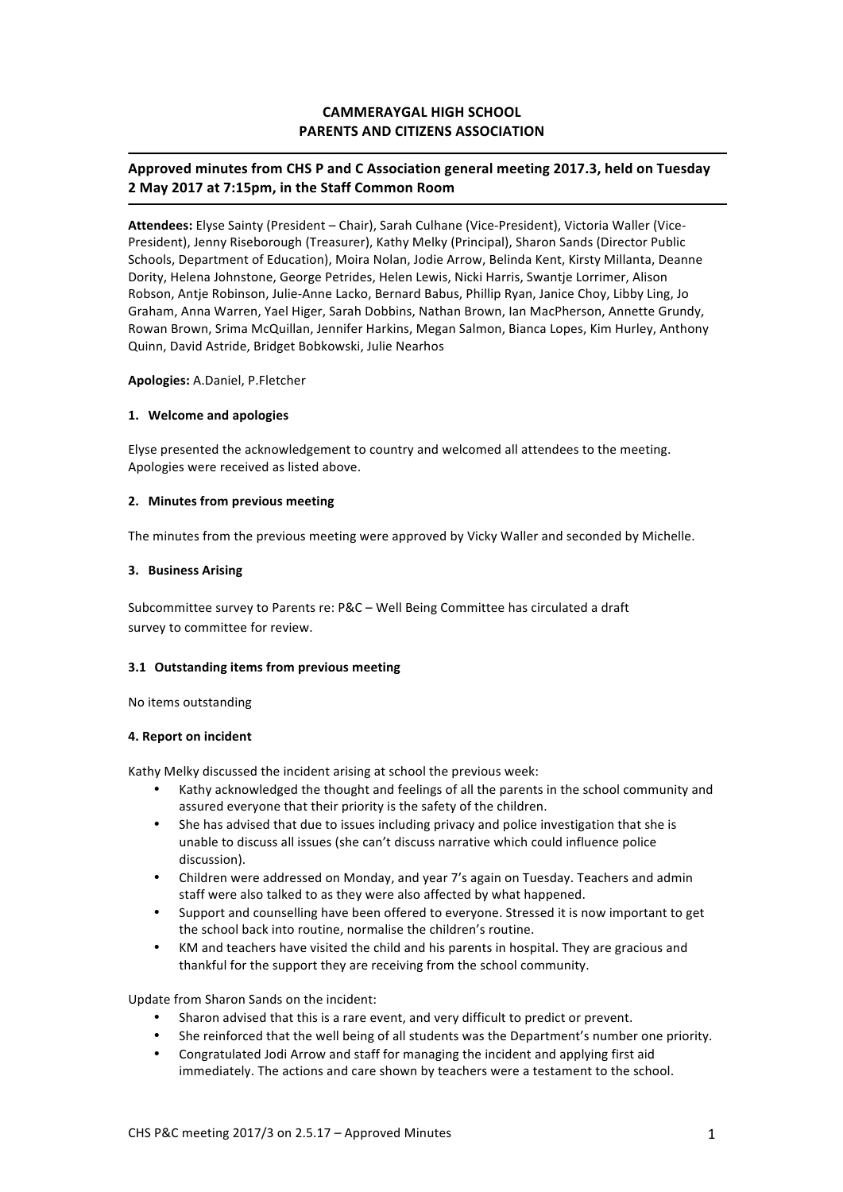**CAMMERAYGAL HIGH SCHOOL**
**PARENTS AND CITIZENS ASSOCIATION**

---

## Approved minutes from CHS P and C Association general meeting 2017.3, held on Tuesday 2 May 2017 at 7:15pm, in the Staff Common Room

---

**Attendees:** Elyse Sainty (President – Chair), Sarah Culhane (Vice-President), Victoria Waller (Vice-President), Jenny Riseborough (Treasurer), Kathy Melky (Principal), Sharon Sands (Director Public Schools, Department of Education), Moira Nolan, Jodie Arrow, Belinda Kent, Kirsty Millanta, Deanne Dority, Helena Johnstone, George Petrides, Helen Lewis, Nicki Harris, Swantje Lorrimer, Alison Robson, Antje Robinson, Julie-Anne Lacko, Bernard Babus, Phillip Ryan, Janice Choy, Libby Ling, Jo Graham, Anna Warren, Yael Higer, Sarah Dobbins, Nathan Brown, Ian MacPherson, Annette Grundy, Rowan Brown, Srima McQuillan, Jennifer Harkins, Megan Salmon, Bianca Lopes, Kim Hurley, Anthony Quinn, David Astride, Bridget Bobkowski, Julie Nearhos

**Apologies:** A.Daniel, P.Fletcher

### 1. Welcome and apologies

Elyse presented the acknowledgement to country and welcomed all attendees to the meeting. Apologies were received as listed above.

### 2. Minutes from previous meeting

The minutes from the previous meeting were approved by Vicky Waller and seconded by Michelle.

### 3. Business Arising

Subcommittee survey to Parents re: P&C – Well Being Committee has circulated a draft survey to committee for review.

### 3.1 Outstanding items from previous meeting

No items outstanding

### 4. Report on incident

Kathy Melky discussed the incident arising at school the previous week:

- Kathy acknowledged the thought and feelings of all the parents in the school community and assured everyone that their priority is the safety of the children.
- She has advised that due to issues including privacy and police investigation that she is unable to discuss all issues (she can't discuss narrative which could influence police discussion).
- Children were addressed on Monday, and year 7's again on Tuesday. Teachers and admin staff were also talked to as they were also affected by what happened.
- Support and counselling have been offered to everyone. Stressed it is now important to get the school back into routine, normalise the children's routine.
- KM and teachers have visited the child and his parents in hospital. They are gracious and thankful for the support they are receiving from the school community.

Update from Sharon Sands on the incident:

- Sharon advised that this is a rare event, and very difficult to predict or prevent.
- She reinforced that the well being of all students was the Department's number one priority.
- Congratulated Jodi Arrow and staff for managing the incident and applying first aid immediately. The actions and care shown by teachers were a testament to the school.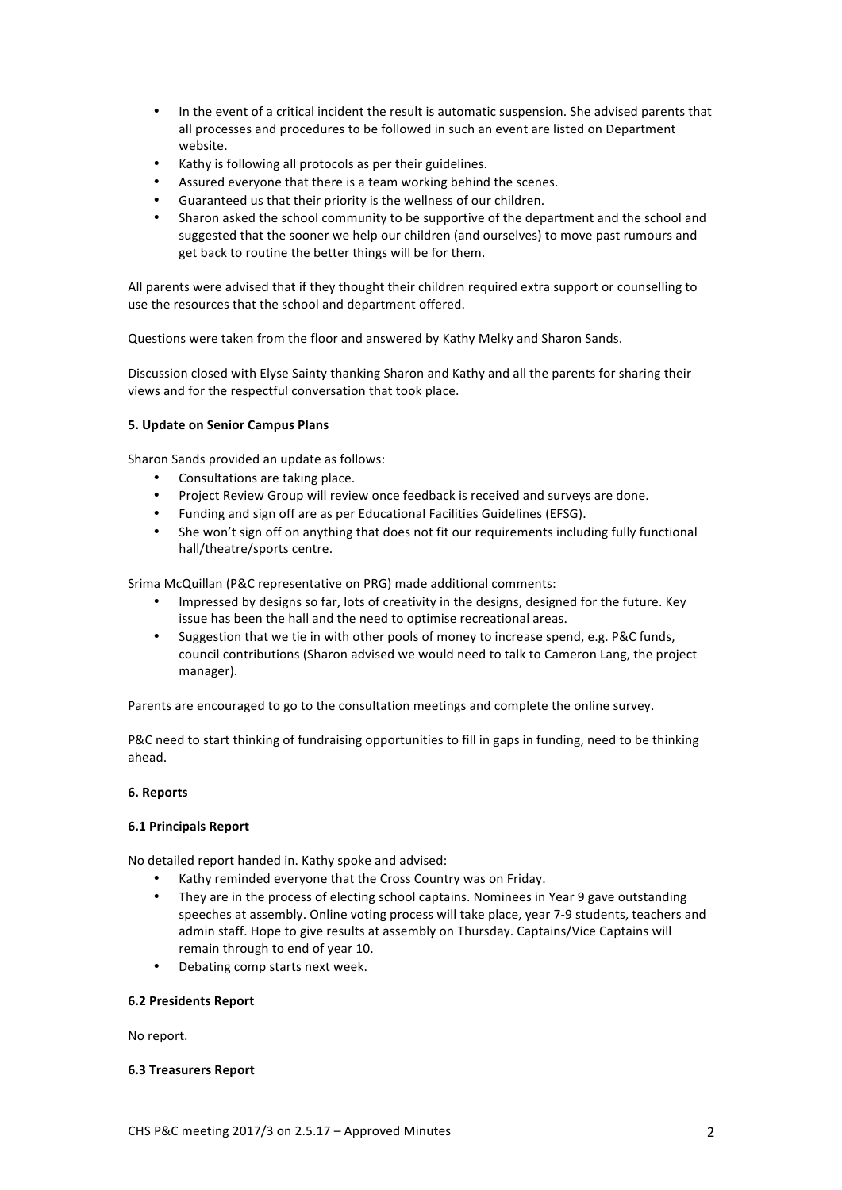- In the event of a critical incident the result is automatic suspension. She advised parents that all processes and procedures to be followed in such an event are listed on Department website.
- Kathy is following all protocols as per their guidelines.
- Assured everyone that there is a team working behind the scenes.
- Guaranteed us that their priority is the wellness of our children.
- Sharon asked the school community to be supportive of the department and the school and suggested that the sooner we help our children (and ourselves) to move past rumours and get back to routine the better things will be for them.

All parents were advised that if they thought their children required extra support or counselling to use the resources that the school and department offered.

Questions were taken from the floor and answered by Kathy Melky and Sharon Sands.

Discussion closed with Elyse Sainty thanking Sharon and Kathy and all the parents for sharing their views and for the respectful conversation that took place.

**5. Update on Senior Campus Plans**

Sharon Sands provided an update as follows:

- Consultations are taking place.
- Project Review Group will review once feedback is received and surveys are done.
- Funding and sign off are as per Educational Facilities Guidelines (EFSG).
- She won't sign off on anything that does not fit our requirements including fully functional hall/theatre/sports centre.

Srima McQuillan (P&C representative on PRG) made additional comments:

- Impressed by designs so far, lots of creativity in the designs, designed for the future. Key issue has been the hall and the need to optimise recreational areas.
- Suggestion that we tie in with other pools of money to increase spend, e.g. P&C funds, council contributions (Sharon advised we would need to talk to Cameron Lang, the project manager).

Parents are encouraged to go to the consultation meetings and complete the online survey.

P&C need to start thinking of fundraising opportunities to fill in gaps in funding, need to be thinking ahead.

**6. Reports**

**6.1 Principals Report**

No detailed report handed in. Kathy spoke and advised:

- Kathy reminded everyone that the Cross Country was on Friday.
- They are in the process of electing school captains. Nominees in Year 9 gave outstanding speeches at assembly. Online voting process will take place, year 7-9 students, teachers and admin staff. Hope to give results at assembly on Thursday. Captains/Vice Captains will remain through to end of year 10.
- Debating comp starts next week.

**6.2 Presidents Report**

No report.

**6.3 Treasurers Report**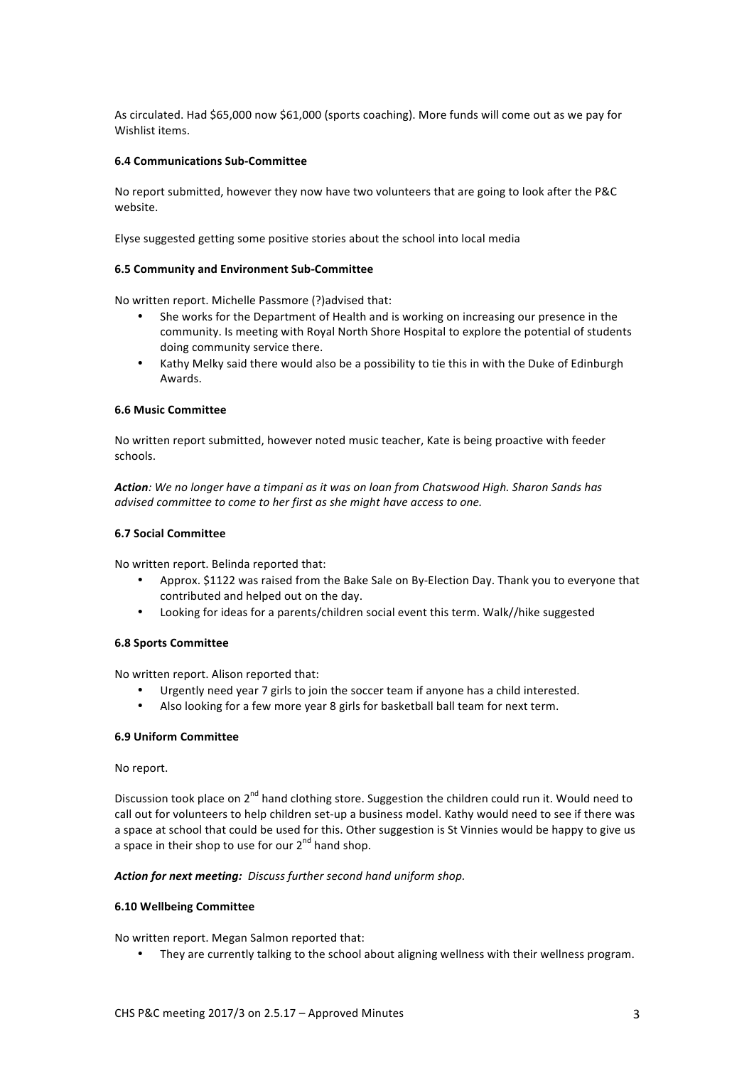As circulated. Had $65,000 now $61,000 (sports coaching). More funds will come out as we pay for Wishlist items.

**6.4 Communications Sub-Committee**

No report submitted, however they now have two volunteers that are going to look after the P&C website.

Elyse suggested getting some positive stories about the school into local media

**6.5 Community and Environment Sub-Committee**

No written report. Michelle Passmore (?)advised that:

- She works for the Department of Health and is working on increasing our presence in the community. Is meeting with Royal North Shore Hospital to explore the potential of students doing community service there.
- Kathy Melky said there would also be a possibility to tie this in with the Duke of Edinburgh Awards.

**6.6 Music Committee**

No written report submitted, however noted music teacher, Kate is being proactive with feeder schools.

***Action**: We no longer have a timpani as it was on loan from Chatswood High. Sharon Sands has advised committee to come to her first as she might have access to one.*

**6.7 Social Committee**

No written report. Belinda reported that:

- Approx. $1122 was raised from the Bake Sale on By-Election Day. Thank you to everyone that contributed and helped out on the day.
- Looking for ideas for a parents/children social event this term. Walk//hike suggested

**6.8 Sports Committee**

No written report. Alison reported that:

- Urgently need year 7 girls to join the soccer team if anyone has a child interested.
- Also looking for a few more year 8 girls for basketball ball team for next term.

**6.9 Uniform Committee**

No report.

Discussion took place on 2nd hand clothing store. Suggestion the children could run it. Would need to call out for volunteers to help children set-up a business model. Kathy would need to see if there was a space at school that could be used for this. Other suggestion is St Vinnies would be happy to give us a space in their shop to use for our 2nd hand shop.

***Action for next meeting:** Discuss further second hand uniform shop.*

**6.10 Wellbeing Committee**

No written report. Megan Salmon reported that:

- They are currently talking to the school about aligning wellness with their wellness program.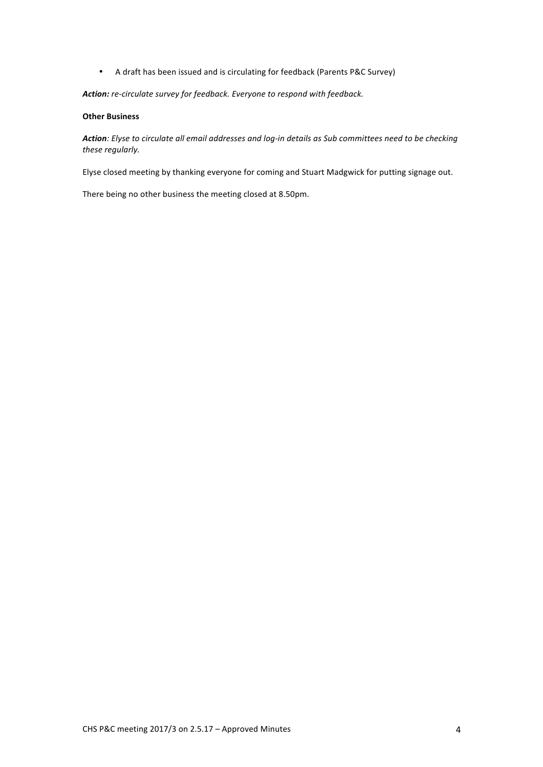- A draft has been issued and is circulating for feedback (Parents P&C Survey)

***Action:*** *re-circulate survey for feedback. Everyone to respond with feedback.*

**Other Business**

***Action****: Elyse to circulate all email addresses and log-in details as Sub committees need to be checking these regularly.*

Elyse closed meeting by thanking everyone for coming and Stuart Madgwick for putting signage out.

There being no other business the meeting closed at 8.50pm.